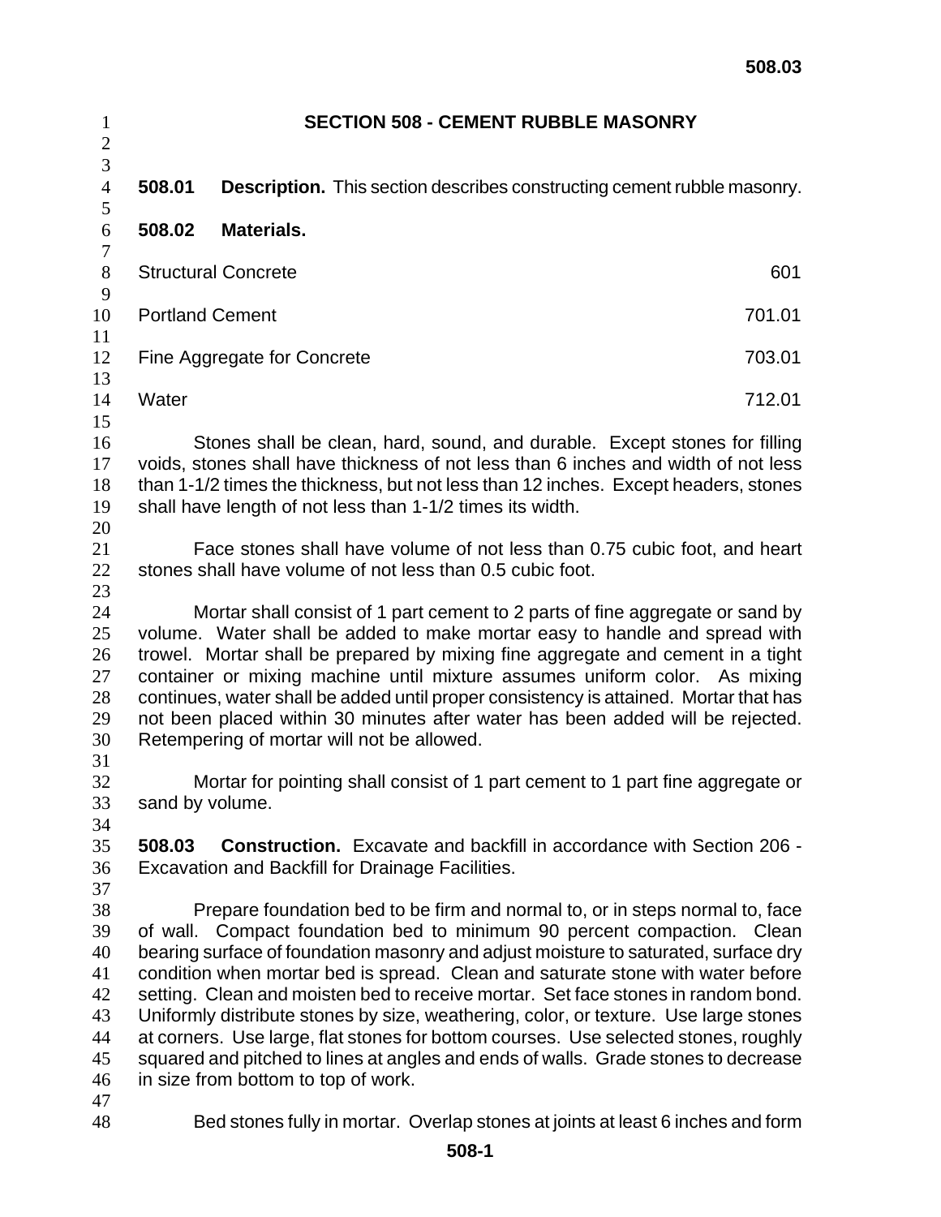# SECTION 508 - CEMENT RUBBLE MASONRY

**508.01 Description.** This section describes constructing cement rubble masonry.

**508.02 Materials.**

| | |
|---|---|
| Structural Concrete | 601 |
| Portland Cement | 701.01 |
| Fine Aggregate for Concrete | 703.01 |
| Water | 712.01 |

Stones shall be clean, hard, sound, and durable. Except stones for filling voids, stones shall have thickness of not less than 6 inches and width of not less than 1-1/2 times the thickness, but not less than 12 inches. Except headers, stones shall have length of not less than 1-1/2 times its width.

Face stones shall have volume of not less than 0.75 cubic foot, and heart stones shall have volume of not less than 0.5 cubic foot.

Mortar shall consist of 1 part cement to 2 parts of fine aggregate or sand by volume. Water shall be added to make mortar easy to handle and spread with trowel. Mortar shall be prepared by mixing fine aggregate and cement in a tight container or mixing machine until mixture assumes uniform color. As mixing continues, water shall be added until proper consistency is attained. Mortar that has not been placed within 30 minutes after water has been added will be rejected. Retempering of mortar will not be allowed.

Mortar for pointing shall consist of 1 part cement to 1 part fine aggregate or sand by volume.

**508.03 Construction.** Excavate and backfill in accordance with Section 206 - Excavation and Backfill for Drainage Facilities.

Prepare foundation bed to be firm and normal to, or in steps normal to, face of wall. Compact foundation bed to minimum 90 percent compaction. Clean bearing surface of foundation masonry and adjust moisture to saturated, surface dry condition when mortar bed is spread. Clean and saturate stone with water before setting. Clean and moisten bed to receive mortar. Set face stones in random bond. Uniformly distribute stones by size, weathering, color, or texture. Use large stones at corners. Use large, flat stones for bottom courses. Use selected stones, roughly squared and pitched to lines at angles and ends of walls. Grade stones to decrease in size from bottom to top of work.

Bed stones fully in mortar. Overlap stones at joints at least 6 inches and form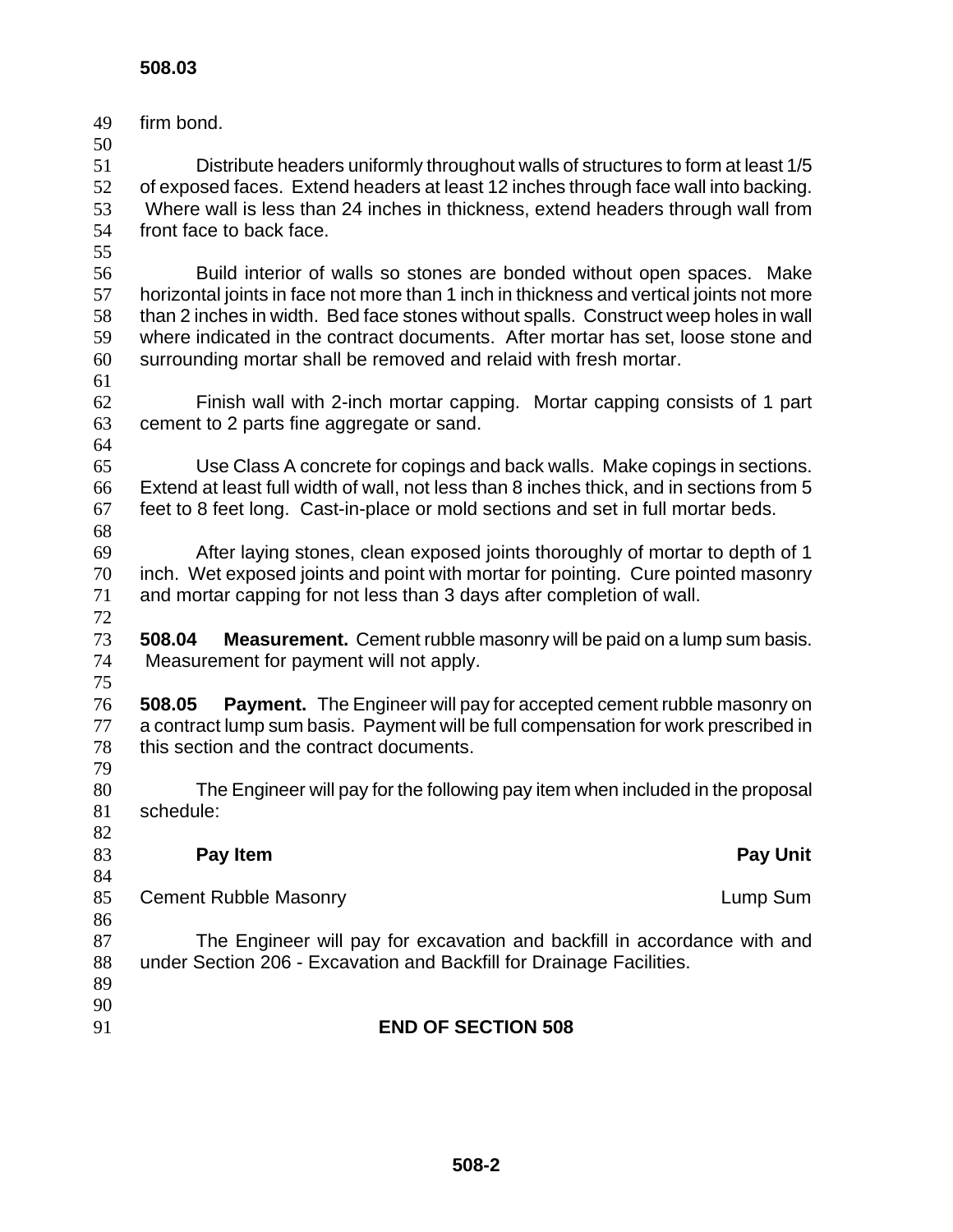firm bond.

Distribute headers uniformly throughout walls of structures to form at least 1/5 of exposed faces. Extend headers at least 12 inches through face wall into backing. Where wall is less than 24 inches in thickness, extend headers through wall from front face to back face.

Build interior of walls so stones are bonded without open spaces. Make horizontal joints in face not more than 1 inch in thickness and vertical joints not more than 2 inches in width. Bed face stones without spalls. Construct weep holes in wall where indicated in the contract documents. After mortar has set, loose stone and surrounding mortar shall be removed and relaid with fresh mortar.

Finish wall with 2-inch mortar capping. Mortar capping consists of 1 part cement to 2 parts fine aggregate or sand.

Use Class A concrete for copings and back walls. Make copings in sections. Extend at least full width of wall, not less than 8 inches thick, and in sections from 5 feet to 8 feet long. Cast-in-place or mold sections and set in full mortar beds.

After laying stones, clean exposed joints thoroughly of mortar to depth of 1 inch. Wet exposed joints and point with mortar for pointing. Cure pointed masonry and mortar capping for not less than 3 days after completion of wall.

**508.04 Measurement.** Cement rubble masonry will be paid on a lump sum basis. Measurement for payment will not apply.

**508.05 Payment.** The Engineer will pay for accepted cement rubble masonry on a contract lump sum basis. Payment will be full compensation for work prescribed in this section and the contract documents.

The Engineer will pay for the following pay item when included in the proposal schedule:

| Pay Item | Pay Unit |
|---|---|
| Cement Rubble Masonry | Lump Sum |

The Engineer will pay for excavation and backfill in accordance with and under Section 206 - Excavation and Backfill for Drainage Facilities.

**END OF SECTION 508**